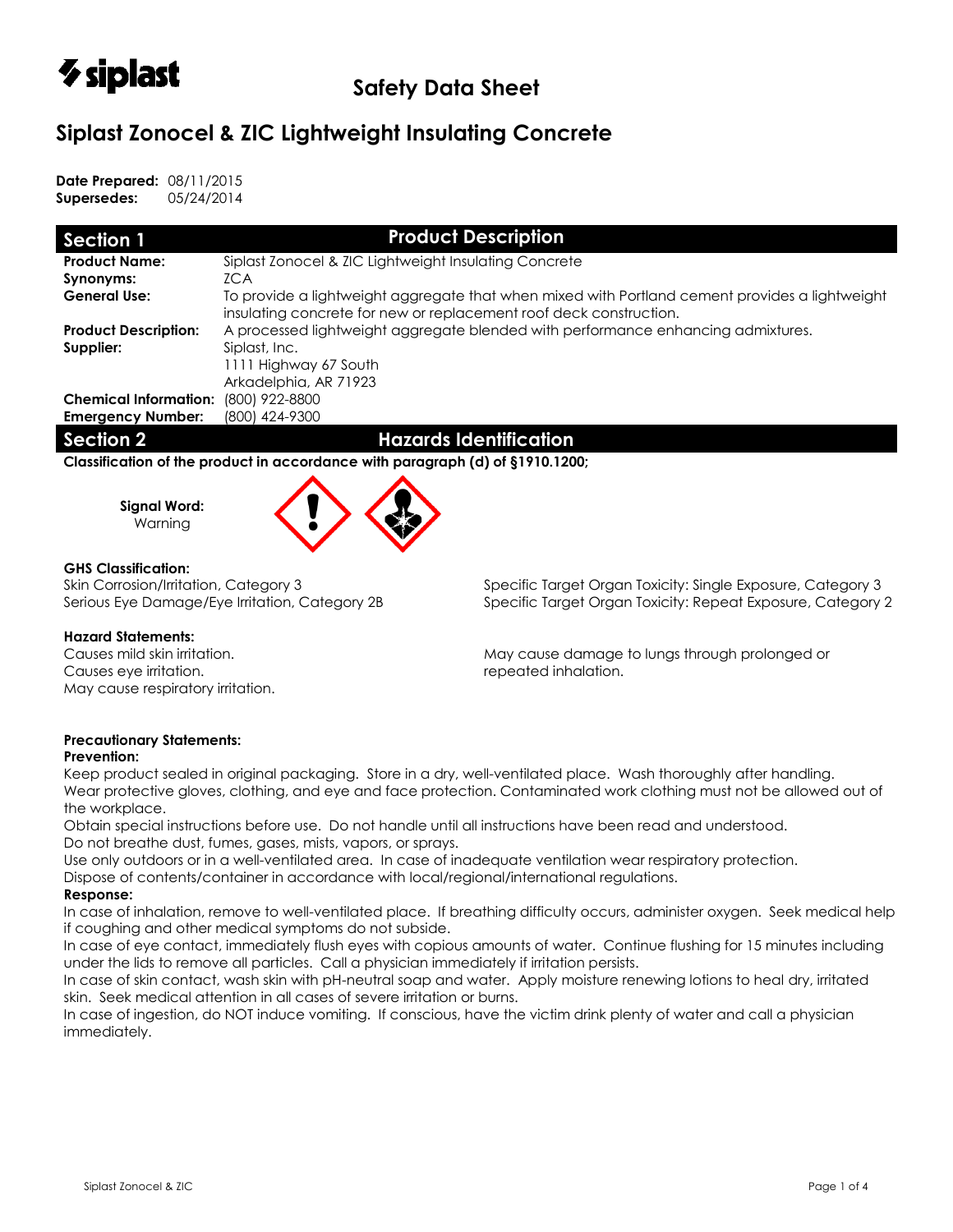# Safety Data Sheet

# Siplast Zonocel & ZIC Lightweight Insulating Concrete

**Date Prepared:** 08/11/2015
**Supersedes:** 05/24/2014

## Section 1 — Product Description

| | |
|---|---|
| **Product Name:** | Siplast Zonocel & ZIC Lightweight Insulating Concrete |
| **Synonyms:** | ZCA |
| **General Use:** | To provide a lightweight aggregate that when mixed with Portland cement provides a lightweight insulating concrete for new or replacement roof deck construction. |
| **Product Description:** | A processed lightweight aggregate blended with performance enhancing admixtures. |
| **Supplier:** | Siplast, Inc.<br>1111 Highway 67 South<br>Arkadelphia, AR 71923 |
| **Chemical Information:** | (800) 922-8800 |
| **Emergency Number:** | (800) 424-9300 |

## Section 2 — Hazards Identification

**Classification of the product in accordance with paragraph (d) of §1910.1200;**

**Signal Word:**
Warning

**GHS Classification:**
Skin Corrosion/Irritation, Category 3
Serious Eye Damage/Eye Irritation, Category 2B
Specific Target Organ Toxicity: Single Exposure, Category 3
Specific Target Organ Toxicity: Repeat Exposure, Category 2

**Hazard Statements:**
Causes mild skin irritation.
Causes eye irritation.
May cause respiratory irritation.
May cause damage to lungs through prolonged or repeated inhalation.

**Precautionary Statements:**

**Prevention:**

Keep product sealed in original packaging. Store in a dry, well-ventilated place. Wash thoroughly after handling.
Wear protective gloves, clothing, and eye and face protection. Contaminated work clothing must not be allowed out of the workplace.
Obtain special instructions before use. Do not handle until all instructions have been read and understood.
Do not breathe dust, fumes, gases, mists, vapors, or sprays.
Use only outdoors or in a well-ventilated area. In case of inadequate ventilation wear respiratory protection.
Dispose of contents/container in accordance with local/regional/international regulations.

**Response:**

In case of inhalation, remove to well-ventilated place. If breathing difficulty occurs, administer oxygen. Seek medical help if coughing and other medical symptoms do not subside.
In case of eye contact, immediately flush eyes with copious amounts of water. Continue flushing for 15 minutes including under the lids to remove all particles. Call a physician immediately if irritation persists.
In case of skin contact, wash skin with pH-neutral soap and water. Apply moisture renewing lotions to heal dry, irritated skin. Seek medical attention in all cases of severe irritation or burns.
In case of ingestion, do NOT induce vomiting. If conscious, have the victim drink plenty of water and call a physician immediately.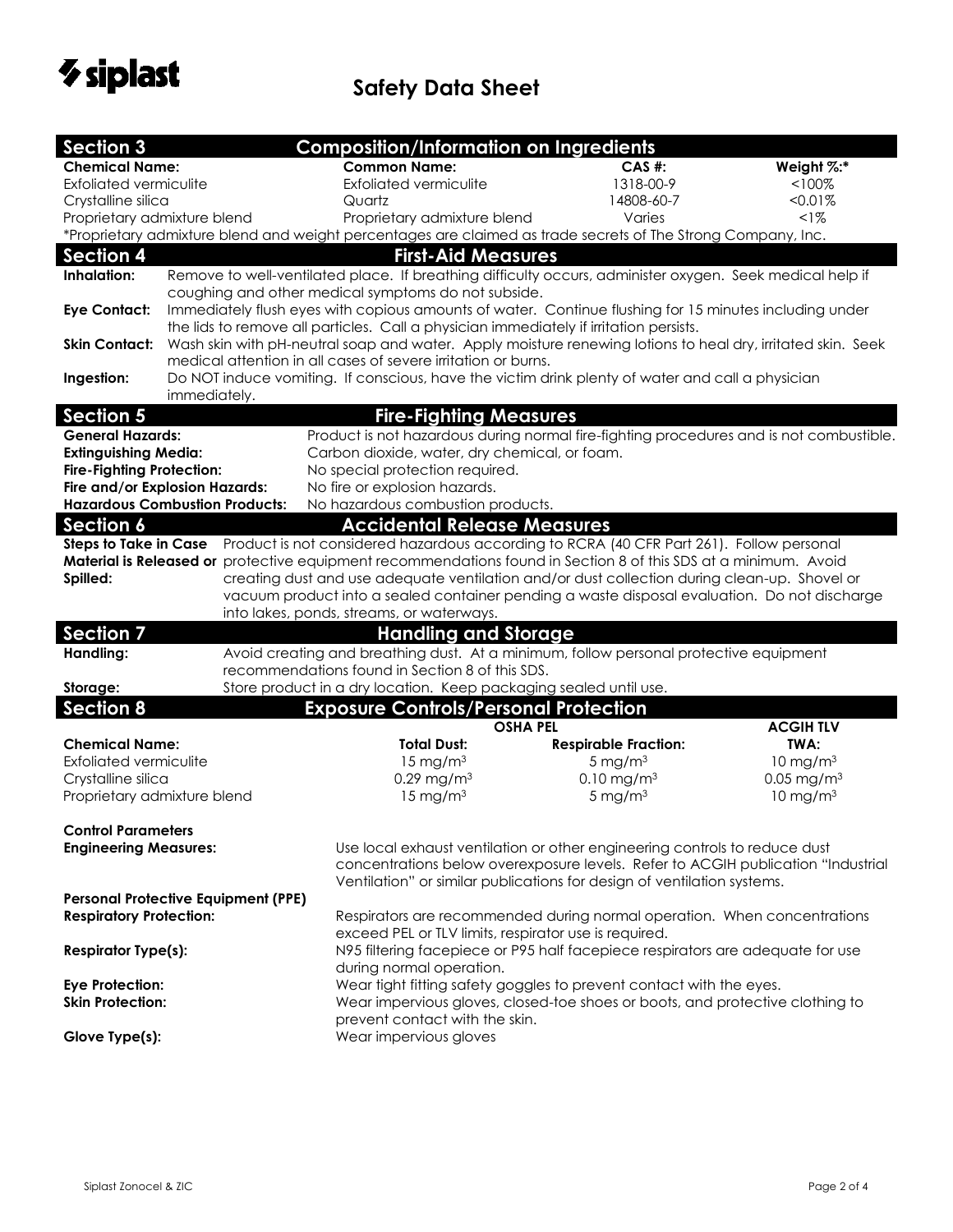## Section 3 Composition/Information on Ingredients

| Chemical Name: | Common Name: | CAS #: | Weight %:* |
|---|---|---|---|
| Exfoliated vermiculite | Exfoliated vermiculite | 1318-00-9 | <100% |
| Crystalline silica | Quartz | 14808-60-7 | <0.01% |
| Proprietary admixture blend | Proprietary admixture blend | Varies | <1% |

*Proprietary admixture blend and weight percentages are claimed as trade secrets of The Strong Company, Inc.

## Section 4 First-Aid Measures

**Inhalation:** Remove to well-ventilated place. If breathing difficulty occurs, administer oxygen. Seek medical help if coughing and other medical symptoms do not subside.

**Eye Contact:** Immediately flush eyes with copious amounts of water. Continue flushing for 15 minutes including under the lids to remove all particles. Call a physician immediately if irritation persists.

**Skin Contact:** Wash skin with pH-neutral soap and water. Apply moisture renewing lotions to heal dry, irritated skin. Seek medical attention in all cases of severe irritation or burns.

**Ingestion:** Do NOT induce vomiting. If conscious, have the victim drink plenty of water and call a physician immediately.

## Section 5 Fire-Fighting Measures

**General Hazards:** Product is not hazardous during normal fire-fighting procedures and is not combustible.

**Extinguishing Media:** Carbon dioxide, water, dry chemical, or foam.

**Fire-Fighting Protection:** No special protection required.

**Fire and/or Explosion Hazards:** No fire or explosion hazards.

**Hazardous Combustion Products:** No hazardous combustion products.

## Section 6 Accidental Release Measures

**Steps to Take in Case Material is Released or Spilled:** Product is not considered hazardous according to RCRA (40 CFR Part 261). Follow personal protective equipment recommendations found in Section 8 of this SDS at a minimum. Avoid creating dust and use adequate ventilation and/or dust collection during clean-up. Shovel or vacuum product into a sealed container pending a waste disposal evaluation. Do not discharge into lakes, ponds, streams, or waterways.

## Section 7 Handling and Storage

**Handling:** Avoid creating and breathing dust. At a minimum, follow personal protective equipment recommendations found in Section 8 of this SDS.

**Storage:** Store product in a dry location. Keep packaging sealed until use.

## Section 8 Exposure Controls/Personal Protection

| | OSHA PEL | | ACGIH TLV |
|---|---|---|---|
| **Chemical Name:** | **Total Dust:** | **Respirable Fraction:** | **TWA:** |
| Exfoliated vermiculite | 15 mg/m$^3$ | 5 mg/m$^3$ | 10 mg/m$^3$ |
| Crystalline silica | 0.29 mg/m$^3$ | 0.10 mg/m$^3$ | 0.05 mg/m$^3$ |
| Proprietary admixture blend | 15 mg/m$^3$ | 5 mg/m$^3$ | 10 mg/m$^3$ |

**Control Parameters**

**Engineering Measures:** Use local exhaust ventilation or other engineering controls to reduce dust concentrations below overexposure levels. Refer to ACGIH publication "Industrial Ventilation" or similar publications for design of ventilation systems.

**Personal Protective Equipment (PPE)**

**Respiratory Protection:** Respirators are recommended during normal operation. When concentrations exceed PEL or TLV limits, respirator use is required.

**Respirator Type(s):** N95 filtering facepiece or P95 half facepiece respirators are adequate for use during normal operation.

**Eye Protection:** Wear tight fitting safety goggles to prevent contact with the eyes.

**Skin Protection:** Wear impervious gloves, closed-toe shoes or boots, and protective clothing to prevent contact with the skin.

**Glove Type(s):** Wear impervious gloves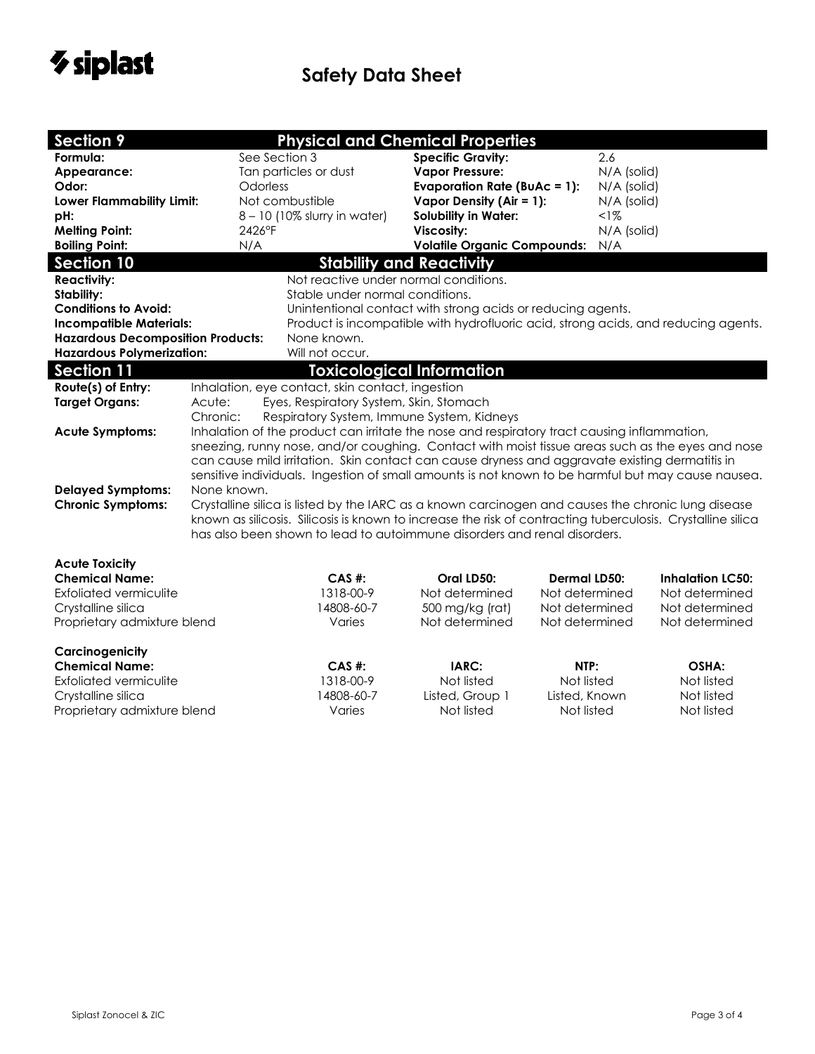# Safety Data Sheet

## Section 9 Physical and Chemical Properties

| | | | |
|---|---|---|---|
| **Formula:** | See Section 3 | **Specific Gravity:** | 2.6 |
| **Appearance:** | Tan particles or dust | **Vapor Pressure:** | N/A (solid) |
| **Odor:** | Odorless | **Evaporation Rate (BuAc = 1):** | N/A (solid) |
| **Lower Flammability Limit:** | Not combustible | **Vapor Density (Air = 1):** | N/A (solid) |
| **pH:** | 8 – 10 (10% slurry in water) | **Solubility in Water:** | <1% |
| **Melting Point:** | 2426°F | **Viscosity:** | N/A (solid) |
| **Boiling Point:** | N/A | **Volatile Organic Compounds:** | N/A |

## Section 10 Stability and Reactivity

**Reactivity:** Not reactive under normal conditions.

**Stability:** Stable under normal conditions.

**Conditions to Avoid:** Unintentional contact with strong acids or reducing agents.

**Incompatible Materials:** Product is incompatible with hydrofluoric acid, strong acids, and reducing agents.

**Hazardous Decomposition Products:** None known.

**Hazardous Polymerization:** Will not occur.

## Section 11 Toxicological Information

**Route(s) of Entry:** Inhalation, eye contact, skin contact, ingestion

**Target Organs:**
Acute: Eyes, Respiratory System, Skin, Stomach
Chronic: Respiratory System, Immune System, Kidneys

**Acute Symptoms:** Inhalation of the product can irritate the nose and respiratory tract causing inflammation, sneezing, runny nose, and/or coughing. Contact with moist tissue areas such as the eyes and nose can cause mild irritation. Skin contact can cause dryness and aggravate existing dermatitis in sensitive individuals. Ingestion of small amounts is not known to be harmful but may cause nausea.

**Delayed Symptoms:** None known.

**Chronic Symptoms:** Crystalline silica is listed by the IARC as a known carcinogen and causes the chronic lung disease known as silicosis. Silicosis is known to increase the risk of contracting tuberculosis. Crystalline silica has also been shown to lead to autoimmune disorders and renal disorders.

**Acute Toxicity**

| Chemical Name: | CAS #: | Oral LD50: | Dermal LD50: | Inhalation LC50: |
|---|---|---|---|---|
| Exfoliated vermiculite | 1318-00-9 | Not determined | Not determined | Not determined |
| Crystalline silica | 14808-60-7 | 500 mg/kg (rat) | Not determined | Not determined |
| Proprietary admixture blend | Varies | Not determined | Not determined | Not determined |

**Carcinogenicity**

| Chemical Name: | CAS #: | IARC: | NTP: | OSHA: |
|---|---|---|---|---|
| Exfoliated vermiculite | 1318-00-9 | Not listed | Not listed | Not listed |
| Crystalline silica | 14808-60-7 | Listed, Group 1 | Listed, Known | Not listed |
| Proprietary admixture blend | Varies | Not listed | Not listed | Not listed |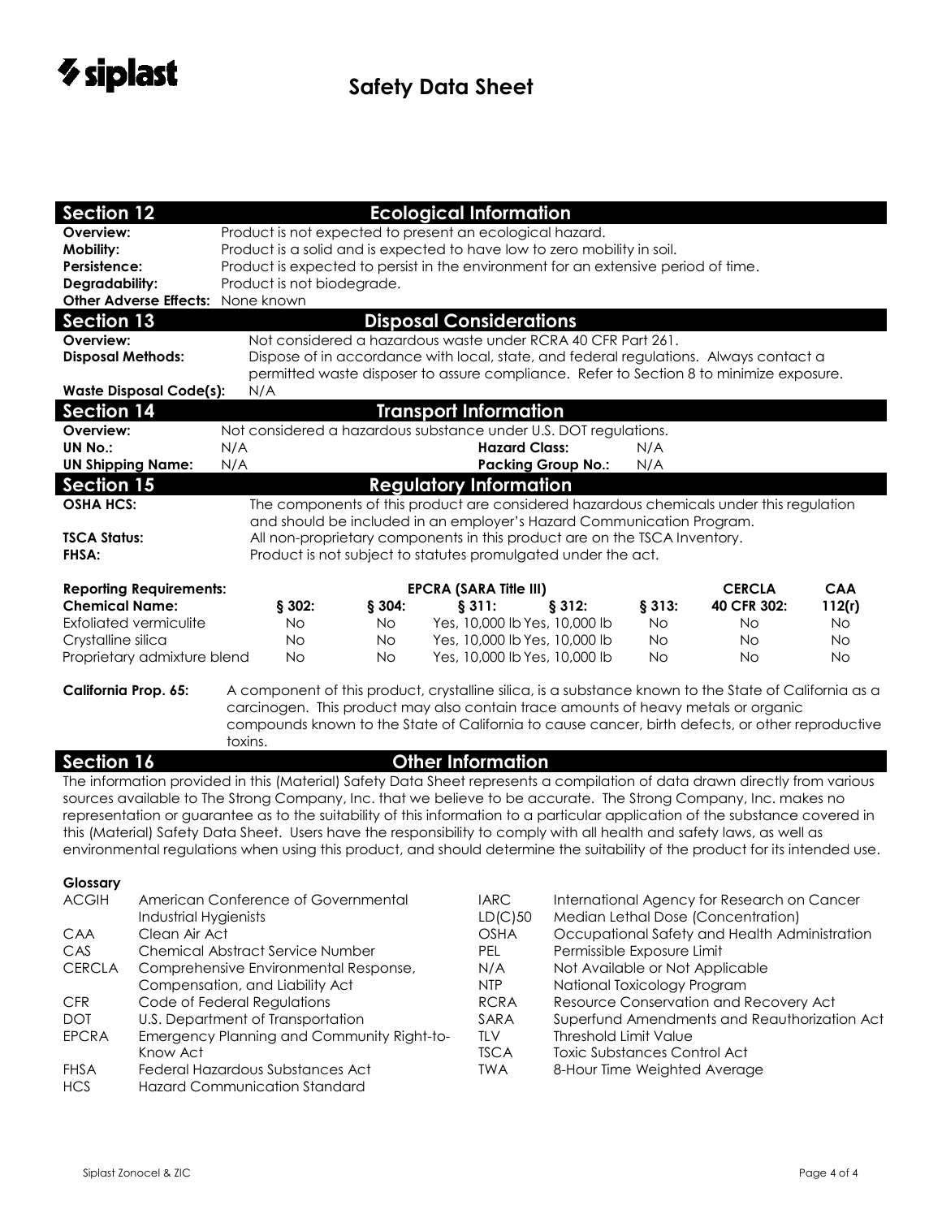# Safety Data Sheet

## Section 12 Ecological Information

**Overview:** Product is not expected to present an ecological hazard.
**Mobility:** Product is a solid and is expected to have low to zero mobility in soil.
**Persistence:** Product is expected to persist in the environment for an extensive period of time.
**Degradability:** Product is not biodegrade.
**Other Adverse Effects:** None known

## Section 13 Disposal Considerations

**Overview:** Not considered a hazardous waste under RCRA 40 CFR Part 261.
**Disposal Methods:** Dispose of in accordance with local, state, and federal regulations. Always contact a permitted waste disposer to assure compliance. Refer to Section 8 to minimize exposure.
**Waste Disposal Code(s):** N/A

## Section 14 Transport Information

**Overview:** Not considered a hazardous substance under U.S. DOT regulations.

| | | | |
|---|---|---|---|
| **UN No.:** | N/A | **Hazard Class:** | N/A |
| **UN Shipping Name:** | N/A | **Packing Group No.:** | N/A |

## Section 15 Regulatory Information

**OSHA HCS:** The components of this product are considered hazardous chemicals under this regulation and should be included in an employer's Hazard Communication Program.
**TSCA Status:** All non-proprietary components in this product are on the TSCA Inventory.
**FHSA:** Product is not subject to statutes promulgated under the act.

| **Reporting Requirements:** | EPCRA (SARA Title III) | | | | | **CERCLA** | **CAA** |
|---|---|---|---|---|---|---|---|
| **Chemical Name:** | **§ 302:** | **§ 304:** | **§ 311:** | **§ 312:** | **§ 313:** | **40 CFR 302:** | **112(r)** |
| Exfoliated vermiculite | No | No | Yes, 10,000 lb | Yes, 10,000 lb | No | No | No |
| Crystalline silica | No | No | Yes, 10,000 lb | Yes, 10,000 lb | No | No | No |
| Proprietary admixture blend | No | No | Yes, 10,000 lb | Yes, 10,000 lb | No | No | No |

**California Prop. 65:** A component of this product, crystalline silica, is a substance known to the State of California as a carcinogen. This product may also contain trace amounts of heavy metals or organic compounds known to the State of California to cause cancer, birth defects, or other reproductive toxins.

## Section 16 Other Information

The information provided in this (Material) Safety Data Sheet represents a compilation of data drawn directly from various sources available to The Strong Company, Inc. that we believe to be accurate. The Strong Company, Inc. makes no representation or guarantee as to the suitability of this information to a particular application of the substance covered in this (Material) Safety Data Sheet. Users have the responsibility to comply with all health and safety laws, as well as environmental regulations when using this product, and should determine the suitability of the product for its intended use.

**Glossary**

| | |
|---|---|
| ACGIH | American Conference of Governmental Industrial Hygienists |
| CAA | Clean Air Act |
| CAS | Chemical Abstract Service Number |
| CERCLA | Comprehensive Environmental Response, Compensation, and Liability Act |
| CFR | Code of Federal Regulations |
| DOT | U.S. Department of Transportation |
| EPCRA | Emergency Planning and Community Right-to-Know Act |
| FHSA | Federal Hazardous Substances Act |
| HCS | Hazard Communication Standard |
| IARC | International Agency for Research on Cancer |
| LD(C)50 | Median Lethal Dose (Concentration) |
| OSHA | Occupational Safety and Health Administration |
| PEL | Permissible Exposure Limit |
| N/A | Not Available or Not Applicable |
| NTP | National Toxicology Program |
| RCRA | Resource Conservation and Recovery Act |
| SARA | Superfund Amendments and Reauthorization Act |
| TLV | Threshold Limit Value |
| TSCA | Toxic Substances Control Act |
| TWA | 8-Hour Time Weighted Average |